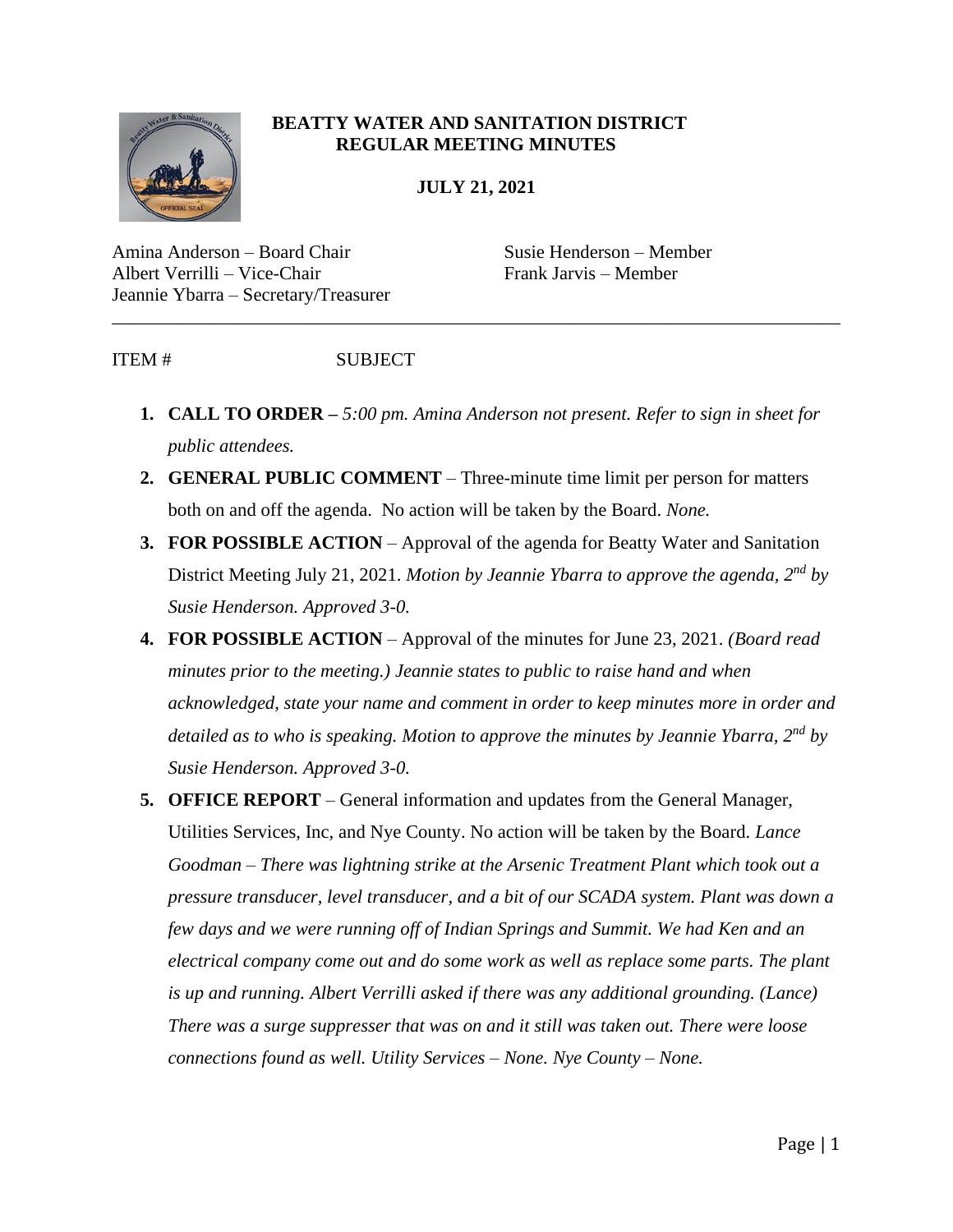# BEATTY WATER AND SANITATION DISTRICT
## REGULAR MEETING MINUTES

**JULY 21, 2021**

Amina Anderson – Board Chair
Albert Verrilli – Vice-Chair
Jeannie Ybarra – Secretary/Treasurer
Susie Henderson – Member
Frank Jarvis – Member

---

ITEM # SUBJECT

1. **CALL TO ORDER –** *5:00 pm. Amina Anderson not present. Refer to sign in sheet for public attendees.*
2. **GENERAL PUBLIC COMMENT** – Three-minute time limit per person for matters both on and off the agenda. No action will be taken by the Board. *None.*
3. **FOR POSSIBLE ACTION** – Approval of the agenda for Beatty Water and Sanitation District Meeting July 21, 2021. *Motion by Jeannie Ybarra to approve the agenda, 2nd by Susie Henderson. Approved 3-0.*
4. **FOR POSSIBLE ACTION** – Approval of the minutes for June 23, 2021. *(Board read minutes prior to the meeting.) Jeannie states to public to raise hand and when acknowledged, state your name and comment in order to keep minutes more in order and detailed as to who is speaking. Motion to approve the minutes by Jeannie Ybarra, 2nd by Susie Henderson. Approved 3-0.*
5. **OFFICE REPORT** – General information and updates from the General Manager, Utilities Services, Inc, and Nye County. No action will be taken by the Board. *Lance Goodman – There was lightning strike at the Arsenic Treatment Plant which took out a pressure transducer, level transducer, and a bit of our SCADA system. Plant was down a few days and we were running off of Indian Springs and Summit. We had Ken and an electrical company come out and do some work as well as replace some parts. The plant is up and running. Albert Verrilli asked if there was any additional grounding. (Lance) There was a surge suppresser that was on and it still was taken out. There were loose connections found as well. Utility Services – None. Nye County – None.*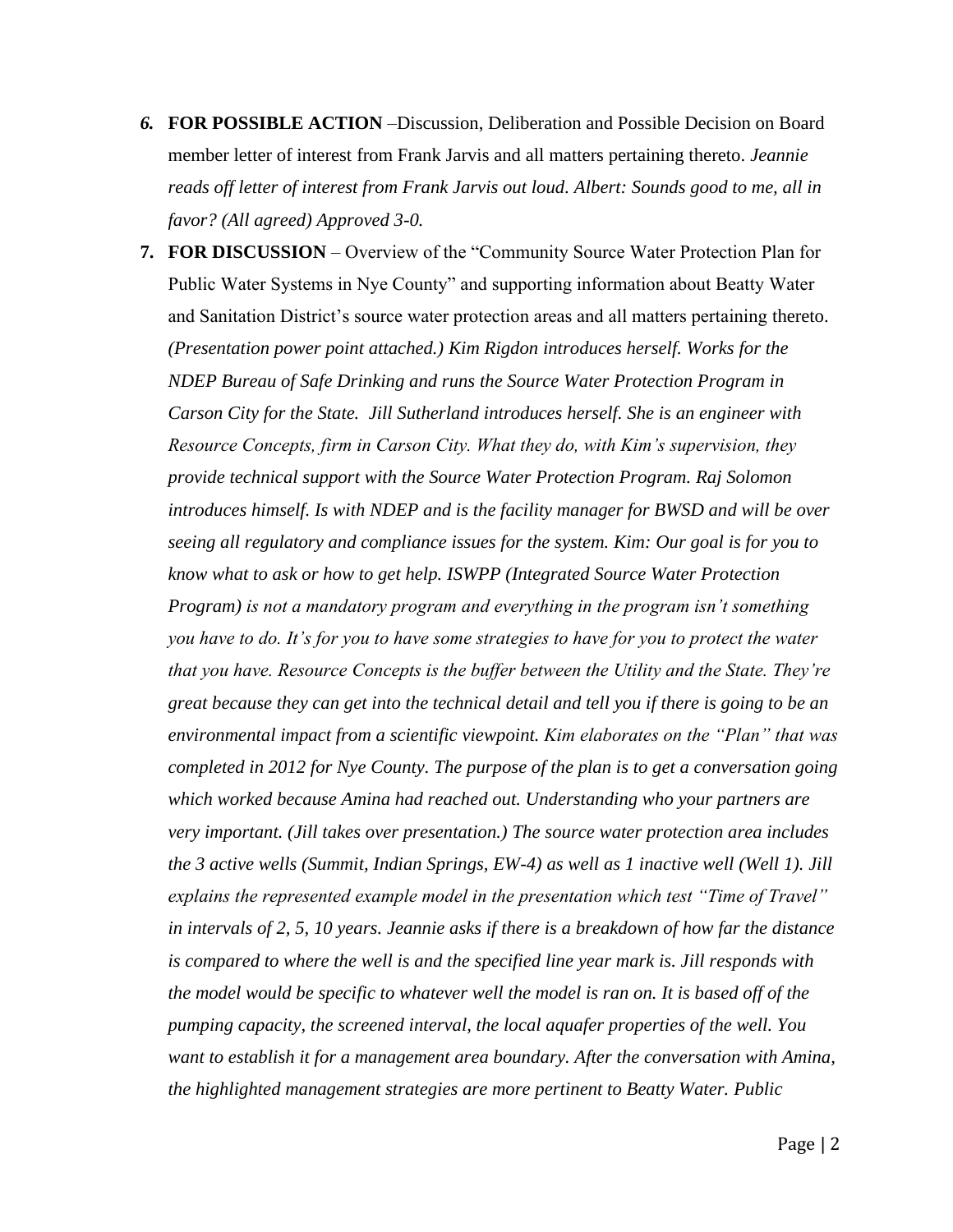6. **FOR POSSIBLE ACTION** –Discussion, Deliberation and Possible Decision on Board member letter of interest from Frank Jarvis and all matters pertaining thereto. *Jeannie reads off letter of interest from Frank Jarvis out loud. Albert: Sounds good to me, all in favor? (All agreed) Approved 3-0.*

7. **FOR DISCUSSION** – Overview of the "Community Source Water Protection Plan for Public Water Systems in Nye County" and supporting information about Beatty Water and Sanitation District's source water protection areas and all matters pertaining thereto. *(Presentation power point attached.) Kim Rigdon introduces herself. Works for the NDEP Bureau of Safe Drinking and runs the Source Water Protection Program in Carson City for the State. Jill Sutherland introduces herself. She is an engineer with Resource Concepts, firm in Carson City. What they do, with Kim's supervision, they provide technical support with the Source Water Protection Program. Raj Solomon introduces himself. Is with NDEP and is the facility manager for BWSD and will be over seeing all regulatory and compliance issues for the system. Kim: Our goal is for you to know what to ask or how to get help. ISWPP (Integrated Source Water Protection Program) is not a mandatory program and everything in the program isn't something you have to do. It's for you to have some strategies to have for you to protect the water that you have. Resource Concepts is the buffer between the Utility and the State. They're great because they can get into the technical detail and tell you if there is going to be an environmental impact from a scientific viewpoint. Kim elaborates on the "Plan" that was completed in 2012 for Nye County. The purpose of the plan is to get a conversation going which worked because Amina had reached out. Understanding who your partners are very important. (Jill takes over presentation.) The source water protection area includes the 3 active wells (Summit, Indian Springs, EW-4) as well as 1 inactive well (Well 1). Jill explains the represented example model in the presentation which test "Time of Travel" in intervals of 2, 5, 10 years. Jeannie asks if there is a breakdown of how far the distance is compared to where the well is and the specified line year mark is. Jill responds with the model would be specific to whatever well the model is ran on. It is based off of the pumping capacity, the screened interval, the local aquafer properties of the well. You want to establish it for a management area boundary. After the conversation with Amina, the highlighted management strategies are more pertinent to Beatty Water. Public*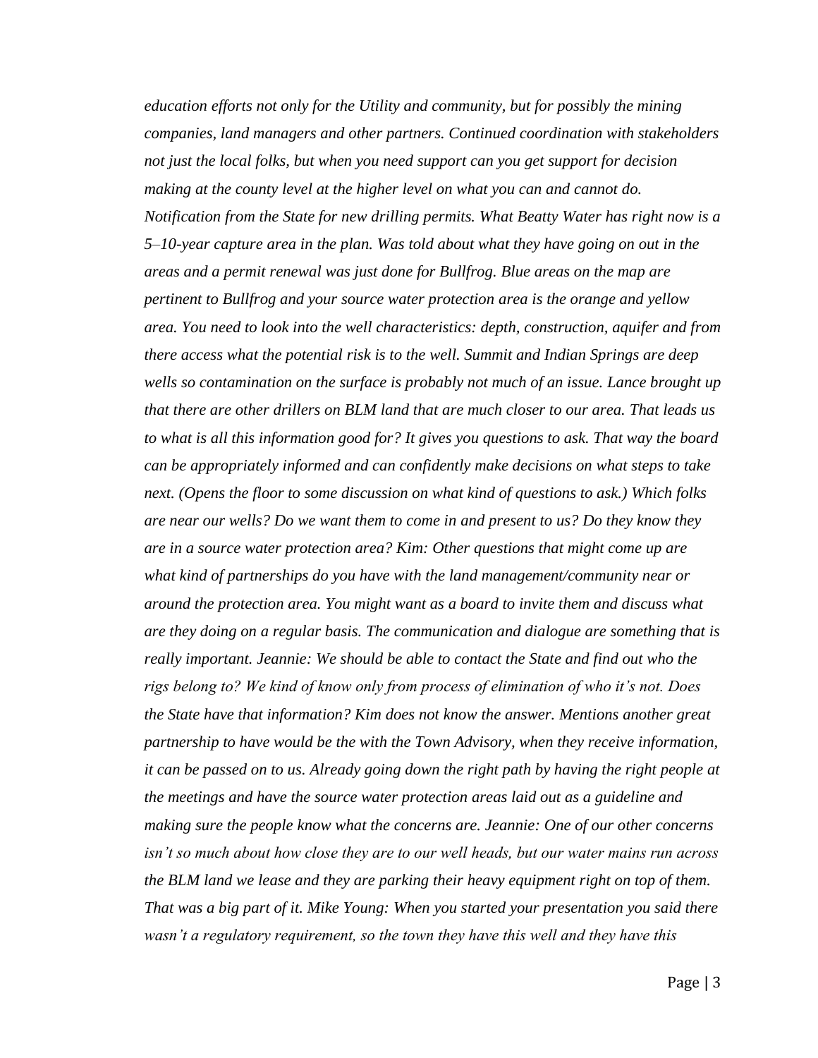*education efforts not only for the Utility and community, but for possibly the mining companies, land managers and other partners. Continued coordination with stakeholders not just the local folks, but when you need support can you get support for decision making at the county level at the higher level on what you can and cannot do. Notification from the State for new drilling permits. What Beatty Water has right now is a 5–10-year capture area in the plan. Was told about what they have going on out in the areas and a permit renewal was just done for Bullfrog. Blue areas on the map are pertinent to Bullfrog and your source water protection area is the orange and yellow area. You need to look into the well characteristics: depth, construction, aquifer and from there access what the potential risk is to the well. Summit and Indian Springs are deep wells so contamination on the surface is probably not much of an issue. Lance brought up that there are other drillers on BLM land that are much closer to our area. That leads us to what is all this information good for? It gives you questions to ask. That way the board can be appropriately informed and can confidently make decisions on what steps to take next. (Opens the floor to some discussion on what kind of questions to ask.) Which folks are near our wells? Do we want them to come in and present to us? Do they know they are in a source water protection area? Kim: Other questions that might come up are what kind of partnerships do you have with the land management/community near or around the protection area. You might want as a board to invite them and discuss what are they doing on a regular basis. The communication and dialogue are something that is really important. Jeannie: We should be able to contact the State and find out who the rigs belong to? We kind of know only from process of elimination of who it's not. Does the State have that information? Kim does not know the answer. Mentions another great partnership to have would be the with the Town Advisory, when they receive information, it can be passed on to us. Already going down the right path by having the right people at the meetings and have the source water protection areas laid out as a guideline and making sure the people know what the concerns are. Jeannie: One of our other concerns isn't so much about how close they are to our well heads, but our water mains run across the BLM land we lease and they are parking their heavy equipment right on top of them. That was a big part of it. Mike Young: When you started your presentation you said there wasn't a regulatory requirement, so the town they have this well and they have this*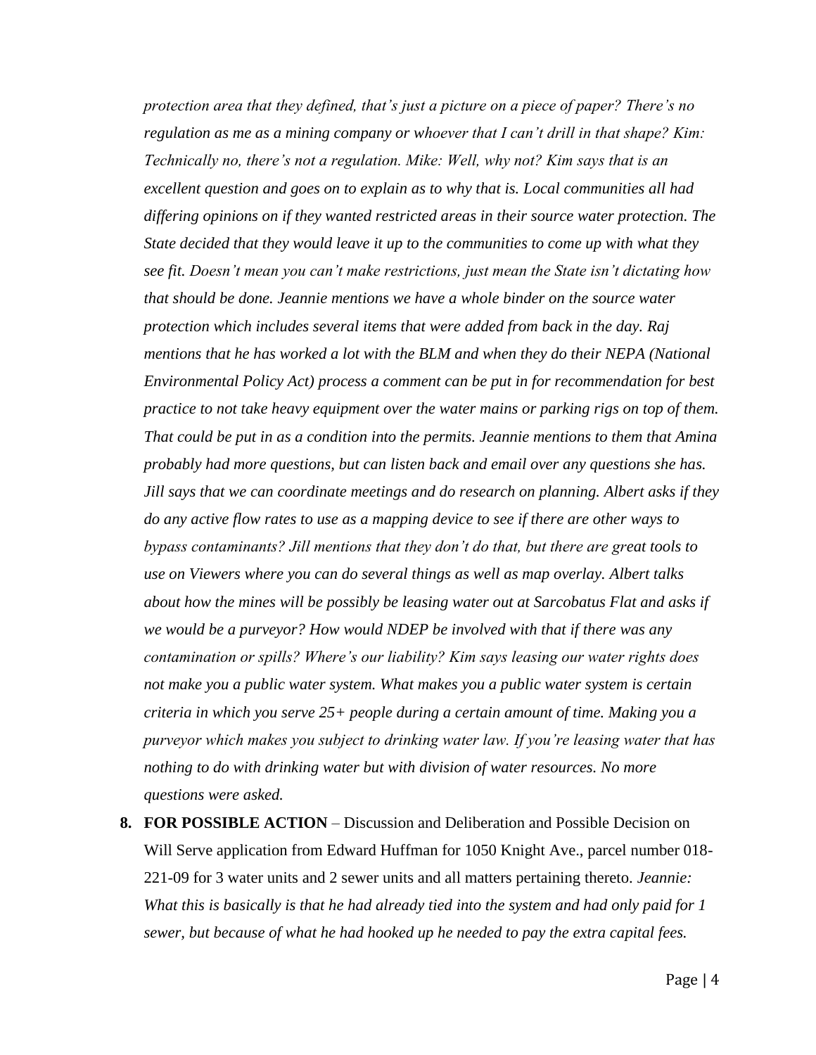*protection area that they defined, that's just a picture on a piece of paper? There's no regulation as me as a mining company or whoever that I can't drill in that shape? Kim: Technically no, there's not a regulation. Mike: Well, why not? Kim says that is an excellent question and goes on to explain as to why that is. Local communities all had differing opinions on if they wanted restricted areas in their source water protection. The State decided that they would leave it up to the communities to come up with what they see fit. Doesn't mean you can't make restrictions, just mean the State isn't dictating how that should be done. Jeannie mentions we have a whole binder on the source water protection which includes several items that were added from back in the day. Raj mentions that he has worked a lot with the BLM and when they do their NEPA (National Environmental Policy Act) process a comment can be put in for recommendation for best practice to not take heavy equipment over the water mains or parking rigs on top of them. That could be put in as a condition into the permits. Jeannie mentions to them that Amina probably had more questions, but can listen back and email over any questions she has. Jill says that we can coordinate meetings and do research on planning. Albert asks if they do any active flow rates to use as a mapping device to see if there are other ways to bypass contaminants? Jill mentions that they don't do that, but there are great tools to use on Viewers where you can do several things as well as map overlay. Albert talks about how the mines will be possibly be leasing water out at Sarcobatus Flat and asks if we would be a purveyor? How would NDEP be involved with that if there was any contamination or spills? Where's our liability? Kim says leasing our water rights does not make you a public water system. What makes you a public water system is certain criteria in which you serve 25+ people during a certain amount of time. Making you a purveyor which makes you subject to drinking water law. If you're leasing water that has nothing to do with drinking water but with division of water resources. No more questions were asked.*

8. **FOR POSSIBLE ACTION** – Discussion and Deliberation and Possible Decision on Will Serve application from Edward Huffman for 1050 Knight Ave., parcel number 018-221-09 for 3 water units and 2 sewer units and all matters pertaining thereto. *Jeannie: What this is basically is that he had already tied into the system and had only paid for 1 sewer, but because of what he had hooked up he needed to pay the extra capital fees.*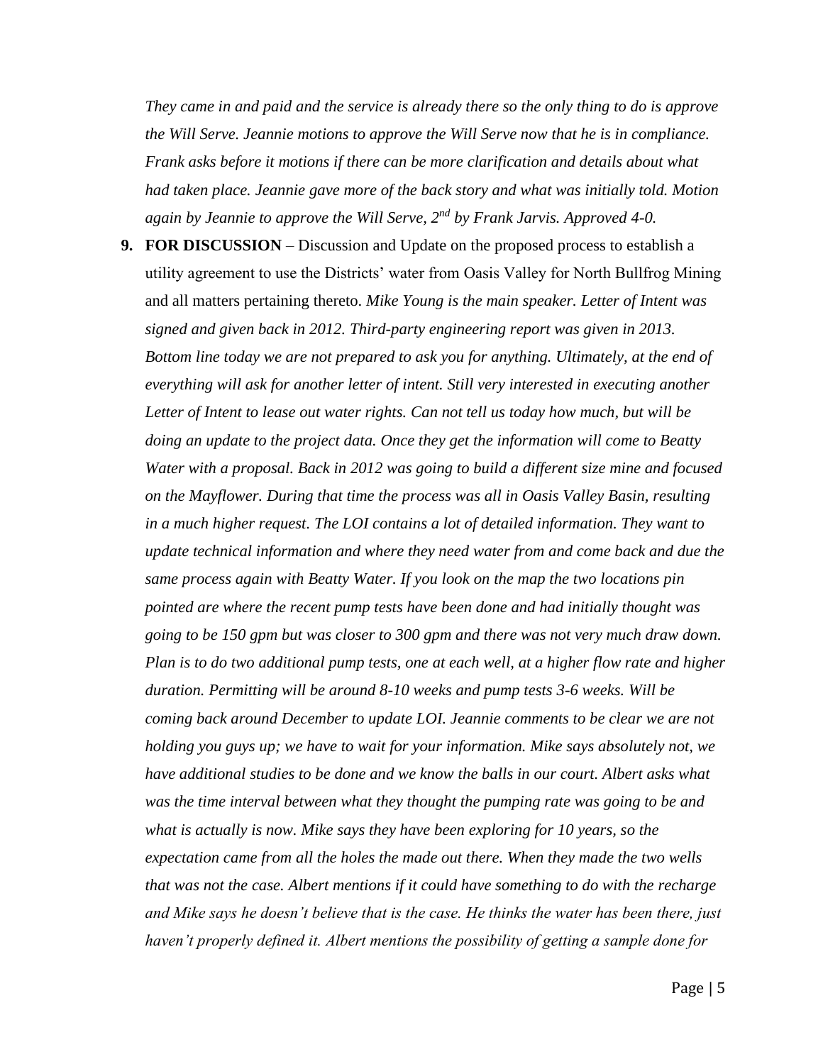*They came in and paid and the service is already there so the only thing to do is approve the Will Serve. Jeannie motions to approve the Will Serve now that he is in compliance. Frank asks before it motions if there can be more clarification and details about what had taken place. Jeannie gave more of the back story and what was initially told. Motion again by Jeannie to approve the Will Serve, 2nd by Frank Jarvis. Approved 4-0.*

9. **FOR DISCUSSION** – Discussion and Update on the proposed process to establish a utility agreement to use the Districts' water from Oasis Valley for North Bullfrog Mining and all matters pertaining thereto. *Mike Young is the main speaker. Letter of Intent was signed and given back in 2012. Third-party engineering report was given in 2013. Bottom line today we are not prepared to ask you for anything. Ultimately, at the end of everything will ask for another letter of intent. Still very interested in executing another Letter of Intent to lease out water rights. Can not tell us today how much, but will be doing an update to the project data. Once they get the information will come to Beatty Water with a proposal. Back in 2012 was going to build a different size mine and focused on the Mayflower. During that time the process was all in Oasis Valley Basin, resulting in a much higher request. The LOI contains a lot of detailed information. They want to update technical information and where they need water from and come back and due the same process again with Beatty Water. If you look on the map the two locations pin pointed are where the recent pump tests have been done and had initially thought was going to be 150 gpm but was closer to 300 gpm and there was not very much draw down. Plan is to do two additional pump tests, one at each well, at a higher flow rate and higher duration. Permitting will be around 8-10 weeks and pump tests 3-6 weeks. Will be coming back around December to update LOI. Jeannie comments to be clear we are not holding you guys up; we have to wait for your information. Mike says absolutely not, we have additional studies to be done and we know the balls in our court. Albert asks what was the time interval between what they thought the pumping rate was going to be and what is actually is now. Mike says they have been exploring for 10 years, so the expectation came from all the holes the made out there. When they made the two wells that was not the case. Albert mentions if it could have something to do with the recharge and Mike says he doesn't believe that is the case. He thinks the water has been there, just haven't properly defined it. Albert mentions the possibility of getting a sample done for*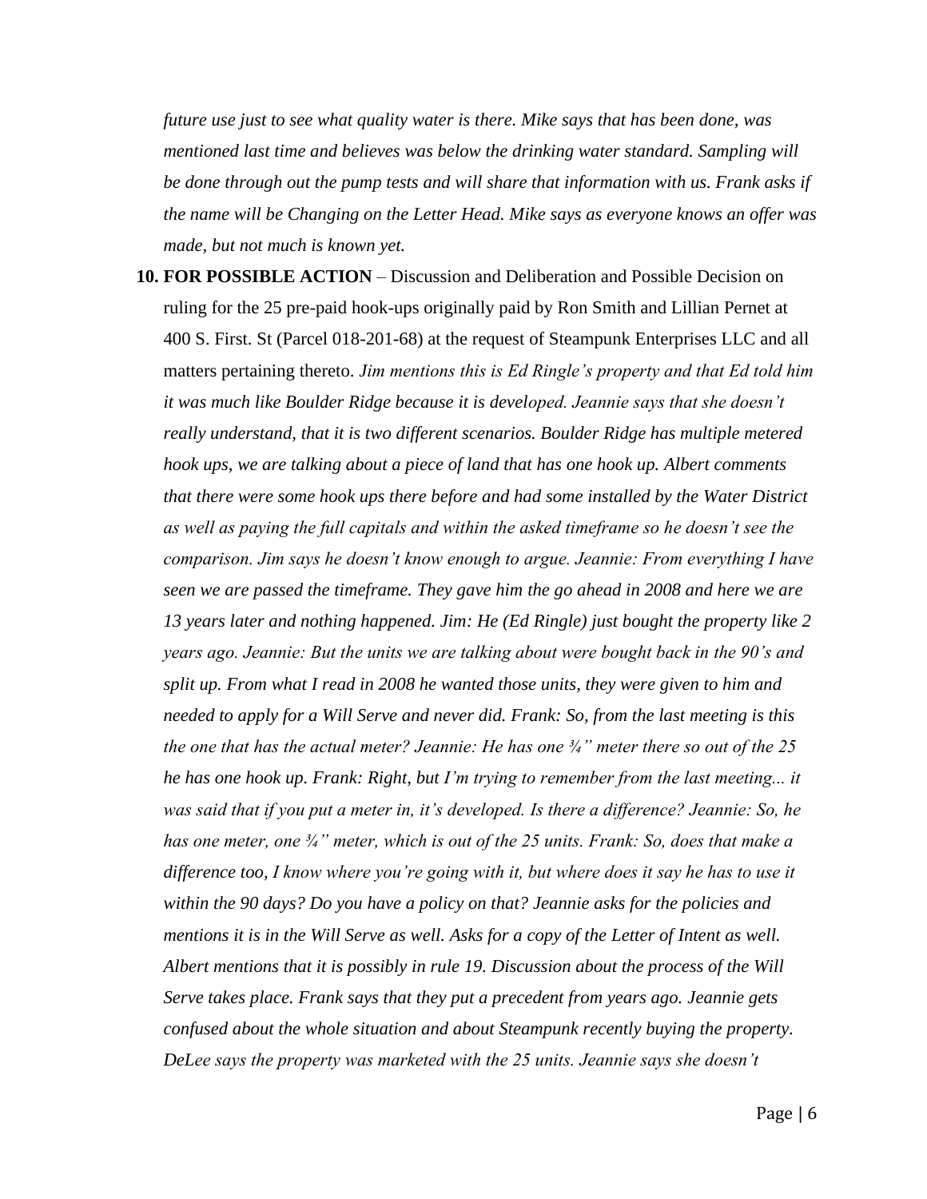*future use just to see what quality water is there. Mike says that has been done, was mentioned last time and believes was below the drinking water standard. Sampling will be done through out the pump tests and will share that information with us. Frank asks if the name will be Changing on the Letter Head. Mike says as everyone knows an offer was made, but not much is known yet.*

10. **FOR POSSIBLE ACTION** – Discussion and Deliberation and Possible Decision on ruling for the 25 pre-paid hook-ups originally paid by Ron Smith and Lillian Pernet at 400 S. First. St (Parcel 018-201-68) at the request of Steampunk Enterprises LLC and all matters pertaining thereto. *Jim mentions this is Ed Ringle's property and that Ed told him it was much like Boulder Ridge because it is developed. Jeannie says that she doesn't really understand, that it is two different scenarios. Boulder Ridge has multiple metered hook ups, we are talking about a piece of land that has one hook up. Albert comments that there were some hook ups there before and had some installed by the Water District as well as paying the full capitals and within the asked timeframe so he doesn't see the comparison. Jim says he doesn't know enough to argue. Jeannie: From everything I have seen we are passed the timeframe. They gave him the go ahead in 2008 and here we are 13 years later and nothing happened. Jim: He (Ed Ringle) just bought the property like 2 years ago. Jeannie: But the units we are talking about were bought back in the 90's and split up. From what I read in 2008 he wanted those units, they were given to him and needed to apply for a Will Serve and never did. Frank: So, from the last meeting is this the one that has the actual meter? Jeannie: He has one ¾" meter there so out of the 25 he has one hook up. Frank: Right, but I'm trying to remember from the last meeting... it was said that if you put a meter in, it's developed. Is there a difference? Jeannie: So, he has one meter, one ¾" meter, which is out of the 25 units. Frank: So, does that make a difference too, I know where you're going with it, but where does it say he has to use it within the 90 days? Do you have a policy on that? Jeannie asks for the policies and mentions it is in the Will Serve as well. Asks for a copy of the Letter of Intent as well. Albert mentions that it is possibly in rule 19. Discussion about the process of the Will Serve takes place. Frank says that they put a precedent from years ago. Jeannie gets confused about the whole situation and about Steampunk recently buying the property. DeLee says the property was marketed with the 25 units. Jeannie says she doesn't*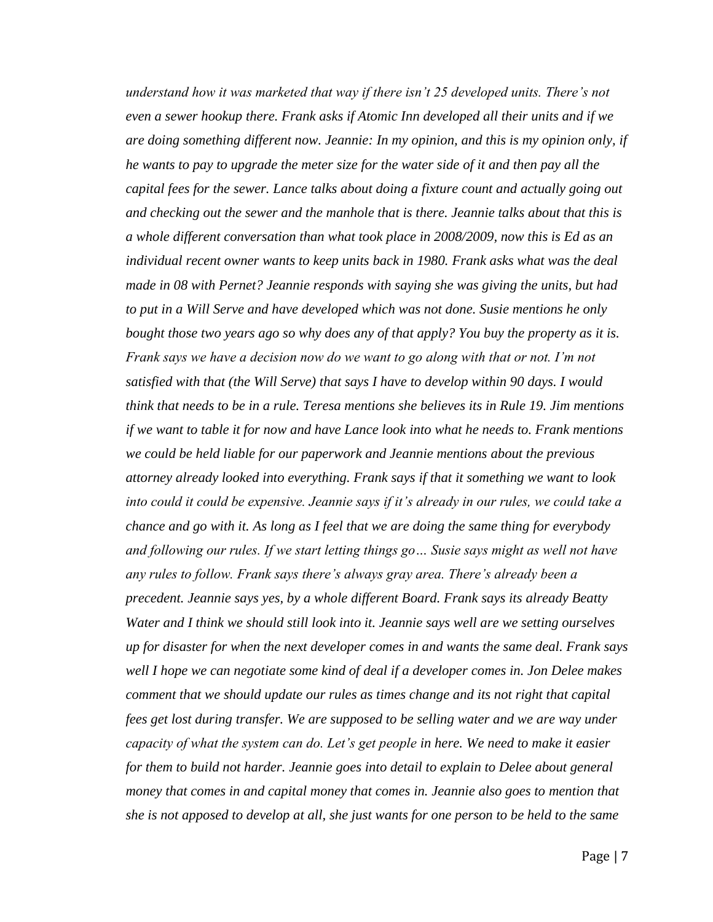*understand how it was marketed that way if there isn't 25 developed units. There's not even a sewer hookup there. Frank asks if Atomic Inn developed all their units and if we are doing something different now. Jeannie: In my opinion, and this is my opinion only, if he wants to pay to upgrade the meter size for the water side of it and then pay all the capital fees for the sewer. Lance talks about doing a fixture count and actually going out and checking out the sewer and the manhole that is there. Jeannie talks about that this is a whole different conversation than what took place in 2008/2009, now this is Ed as an individual recent owner wants to keep units back in 1980. Frank asks what was the deal made in 08 with Pernet? Jeannie responds with saying she was giving the units, but had to put in a Will Serve and have developed which was not done. Susie mentions he only bought those two years ago so why does any of that apply? You buy the property as it is. Frank says we have a decision now do we want to go along with that or not. I'm not satisfied with that (the Will Serve) that says I have to develop within 90 days. I would think that needs to be in a rule. Teresa mentions she believes its in Rule 19. Jim mentions if we want to table it for now and have Lance look into what he needs to. Frank mentions we could be held liable for our paperwork and Jeannie mentions about the previous attorney already looked into everything. Frank says if that it something we want to look into could it could be expensive. Jeannie says if it's already in our rules, we could take a chance and go with it. As long as I feel that we are doing the same thing for everybody and following our rules. If we start letting things go… Susie says might as well not have any rules to follow. Frank says there's always gray area. There's already been a precedent. Jeannie says yes, by a whole different Board. Frank says its already Beatty Water and I think we should still look into it. Jeannie says well are we setting ourselves up for disaster for when the next developer comes in and wants the same deal. Frank says well I hope we can negotiate some kind of deal if a developer comes in. Jon Delee makes comment that we should update our rules as times change and its not right that capital fees get lost during transfer. We are supposed to be selling water and we are way under capacity of what the system can do. Let's get people in here. We need to make it easier for them to build not harder. Jeannie goes into detail to explain to Delee about general money that comes in and capital money that comes in. Jeannie also goes to mention that she is not apposed to develop at all, she just wants for one person to be held to the same*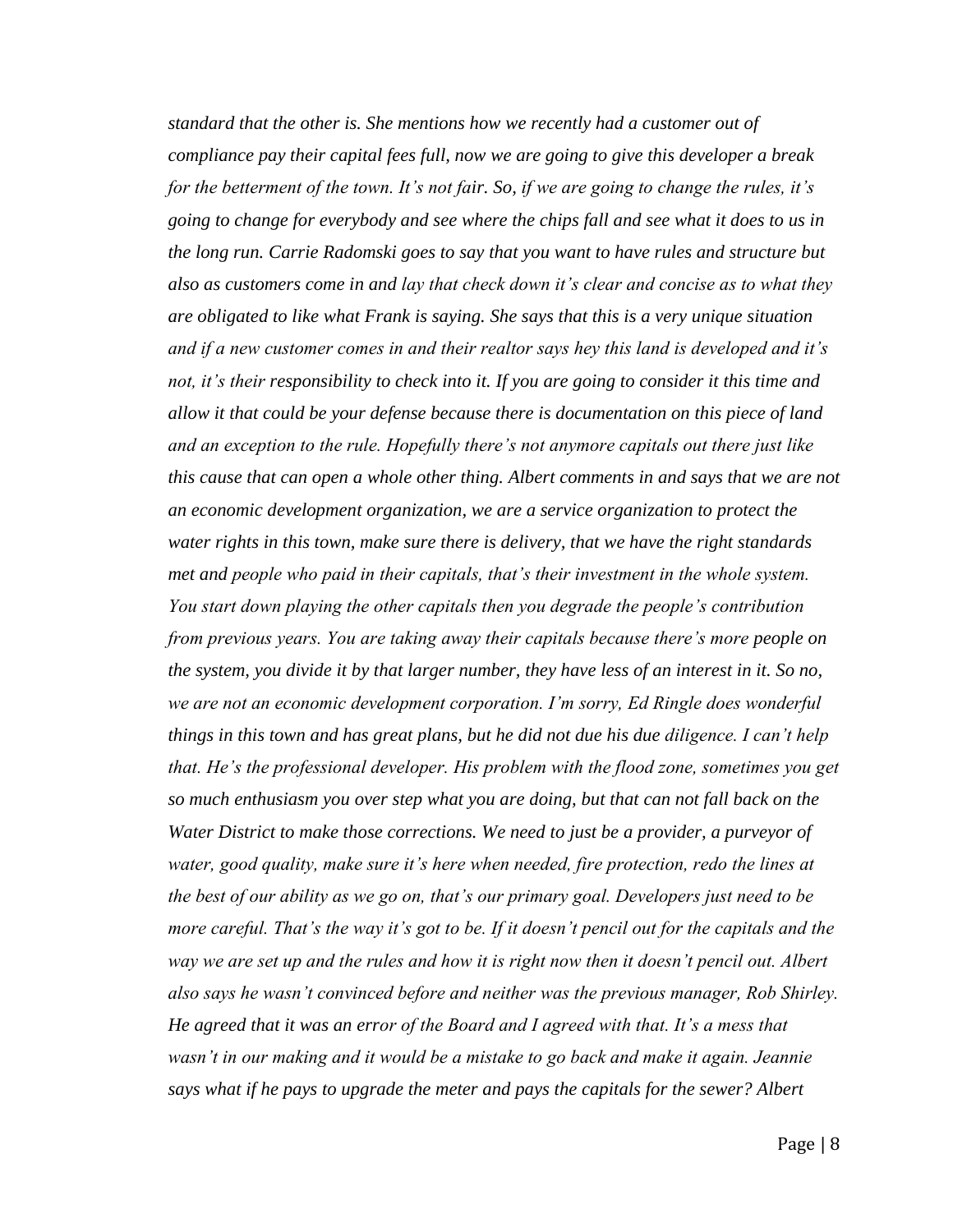*standard that the other is. She mentions how we recently had a customer out of compliance pay their capital fees full, now we are going to give this developer a break for the betterment of the town. It's not fair. So, if we are going to change the rules, it's going to change for everybody and see where the chips fall and see what it does to us in the long run. Carrie Radomski goes to say that you want to have rules and structure but also as customers come in and lay that check down it's clear and concise as to what they are obligated to like what Frank is saying. She says that this is a very unique situation and if a new customer comes in and their realtor says hey this land is developed and it's not, it's their responsibility to check into it. If you are going to consider it this time and allow it that could be your defense because there is documentation on this piece of land and an exception to the rule. Hopefully there's not anymore capitals out there just like this cause that can open a whole other thing. Albert comments in and says that we are not an economic development organization, we are a service organization to protect the water rights in this town, make sure there is delivery, that we have the right standards met and people who paid in their capitals, that's their investment in the whole system. You start down playing the other capitals then you degrade the people's contribution from previous years. You are taking away their capitals because there's more people on the system, you divide it by that larger number, they have less of an interest in it. So no, we are not an economic development corporation. I'm sorry, Ed Ringle does wonderful things in this town and has great plans, but he did not due his due diligence. I can't help that. He's the professional developer. His problem with the flood zone, sometimes you get so much enthusiasm you over step what you are doing, but that can not fall back on the Water District to make those corrections. We need to just be a provider, a purveyor of water, good quality, make sure it's here when needed, fire protection, redo the lines at the best of our ability as we go on, that's our primary goal. Developers just need to be more careful. That's the way it's got to be. If it doesn't pencil out for the capitals and the way we are set up and the rules and how it is right now then it doesn't pencil out. Albert also says he wasn't convinced before and neither was the previous manager, Rob Shirley. He agreed that it was an error of the Board and I agreed with that. It's a mess that wasn't in our making and it would be a mistake to go back and make it again. Jeannie says what if he pays to upgrade the meter and pays the capitals for the sewer? Albert*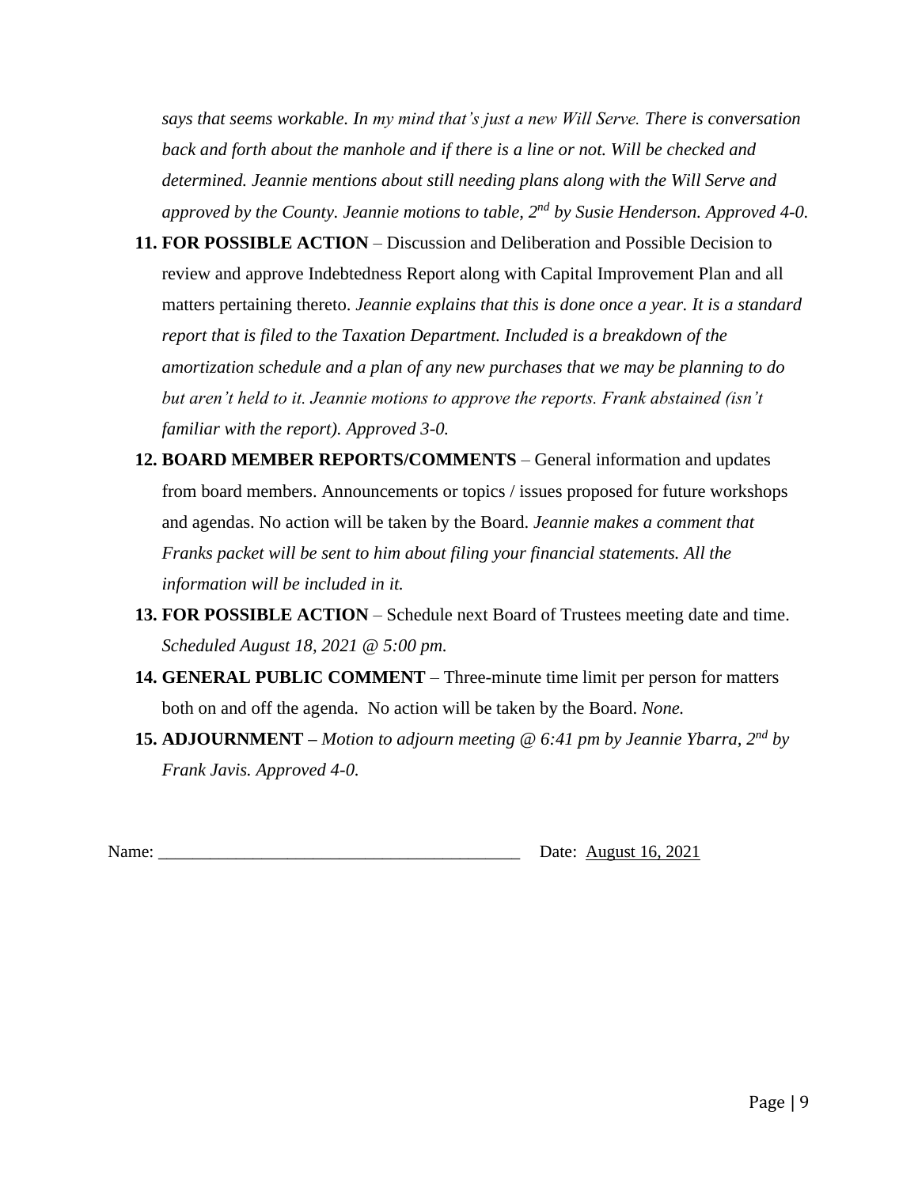*says that seems workable. In my mind that's just a new Will Serve. There is conversation back and forth about the manhole and if there is a line or not. Will be checked and determined. Jeannie mentions about still needing plans along with the Will Serve and approved by the County. Jeannie motions to table, 2nd by Susie Henderson. Approved 4-0.*

11. **FOR POSSIBLE ACTION** – Discussion and Deliberation and Possible Decision to review and approve Indebtedness Report along with Capital Improvement Plan and all matters pertaining thereto. *Jeannie explains that this is done once a year. It is a standard report that is filed to the Taxation Department. Included is a breakdown of the amortization schedule and a plan of any new purchases that we may be planning to do but aren't held to it. Jeannie motions to approve the reports. Frank abstained (isn't familiar with the report). Approved 3-0.*
12. **BOARD MEMBER REPORTS/COMMENTS** – General information and updates from board members. Announcements or topics / issues proposed for future workshops and agendas. No action will be taken by the Board. *Jeannie makes a comment that Franks packet will be sent to him about filing your financial statements. All the information will be included in it.*
13. **FOR POSSIBLE ACTION** – Schedule next Board of Trustees meeting date and time. *Scheduled August 18, 2021 @ 5:00 pm.*
14. **GENERAL PUBLIC COMMENT** – Three-minute time limit per person for matters both on and off the agenda. No action will be taken by the Board. *None.*
15. **ADJOURNMENT –** *Motion to adjourn meeting @ 6:41 pm by Jeannie Ybarra, 2nd by Frank Javis. Approved 4-0.*

Name: ___________________________________________ Date: August 16, 2021